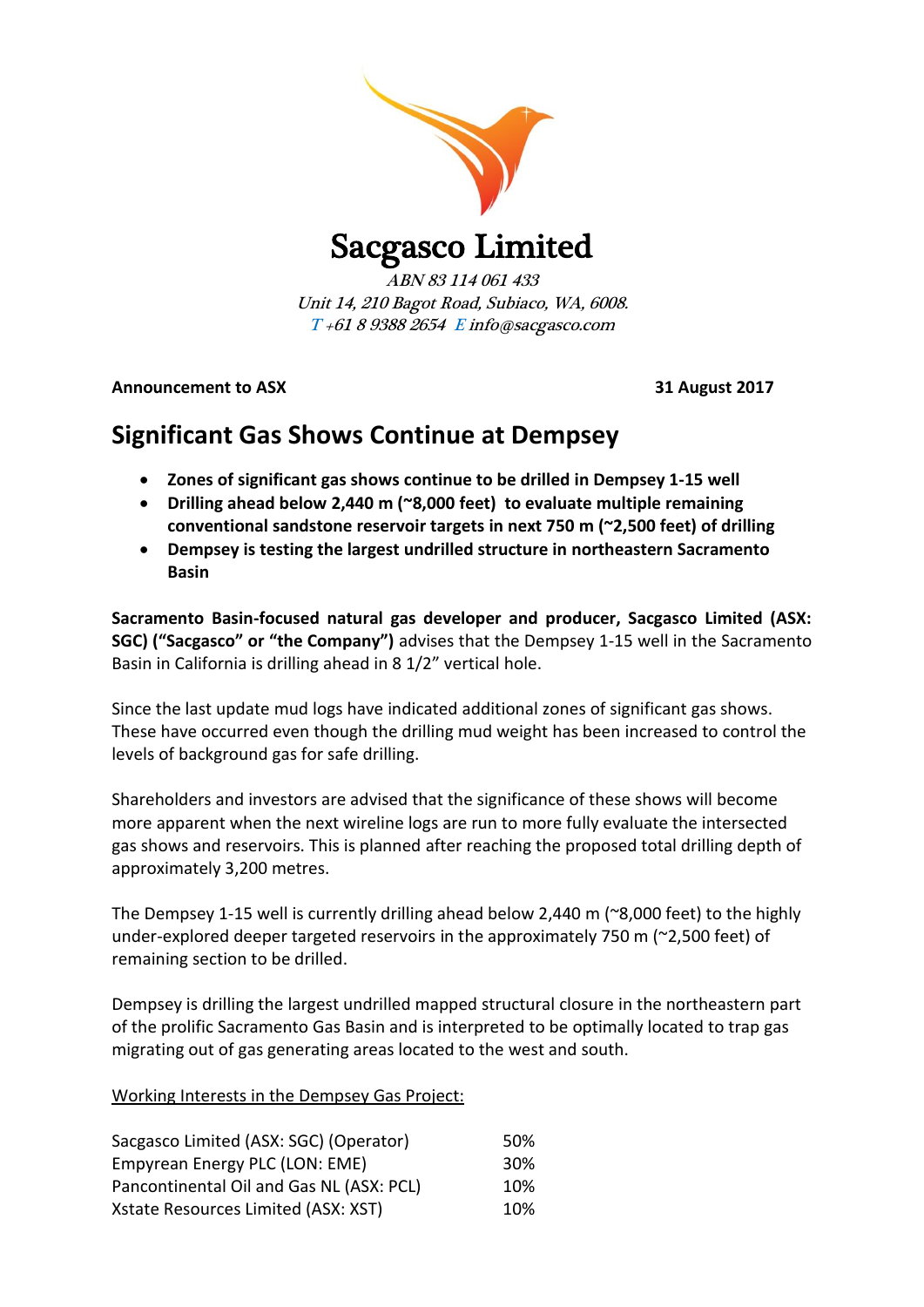# Sacgasco Limited

*ABN 83 114 061 433*
*Unit 14, 210 Bagot Road, Subiaco, WA, 6008.*
*T +61 8 9388 2654 E info@sacgasco.com*

**Announcement to ASX** **31 August 2017**

## Significant Gas Shows Continue at Dempsey

- **Zones of significant gas shows continue to be drilled in Dempsey 1-15 well**
- **Drilling ahead below 2,440 m (~8,000 feet) to evaluate multiple remaining conventional sandstone reservoir targets in next 750 m (~2,500 feet) of drilling**
- **Dempsey is testing the largest undrilled structure in northeastern Sacramento Basin**

**Sacramento Basin-focused natural gas developer and producer, Sacgasco Limited (ASX: SGC) ("Sacgasco" or "the Company")** advises that the Dempsey 1-15 well in the Sacramento Basin in California is drilling ahead in 8 1/2" vertical hole.

Since the last update mud logs have indicated additional zones of significant gas shows. These have occurred even though the drilling mud weight has been increased to control the levels of background gas for safe drilling.

Shareholders and investors are advised that the significance of these shows will become more apparent when the next wireline logs are run to more fully evaluate the intersected gas shows and reservoirs. This is planned after reaching the proposed total drilling depth of approximately 3,200 metres.

The Dempsey 1-15 well is currently drilling ahead below 2,440 m (~8,000 feet) to the highly under-explored deeper targeted reservoirs in the approximately 750 m (~2,500 feet) of remaining section to be drilled.

Dempsey is drilling the largest undrilled mapped structural closure in the northeastern part of the prolific Sacramento Gas Basin and is interpreted to be optimally located to trap gas migrating out of gas generating areas located to the west and south.

Working Interests in the Dempsey Gas Project:

| Company | Working Interest |
|---|---|
| Sacgasco Limited (ASX: SGC) (Operator) | 50% |
| Empyrean Energy PLC (LON: EME) | 30% |
| Pancontinental Oil and Gas NL (ASX: PCL) | 10% |
| Xstate Resources Limited (ASX: XST) | 10% |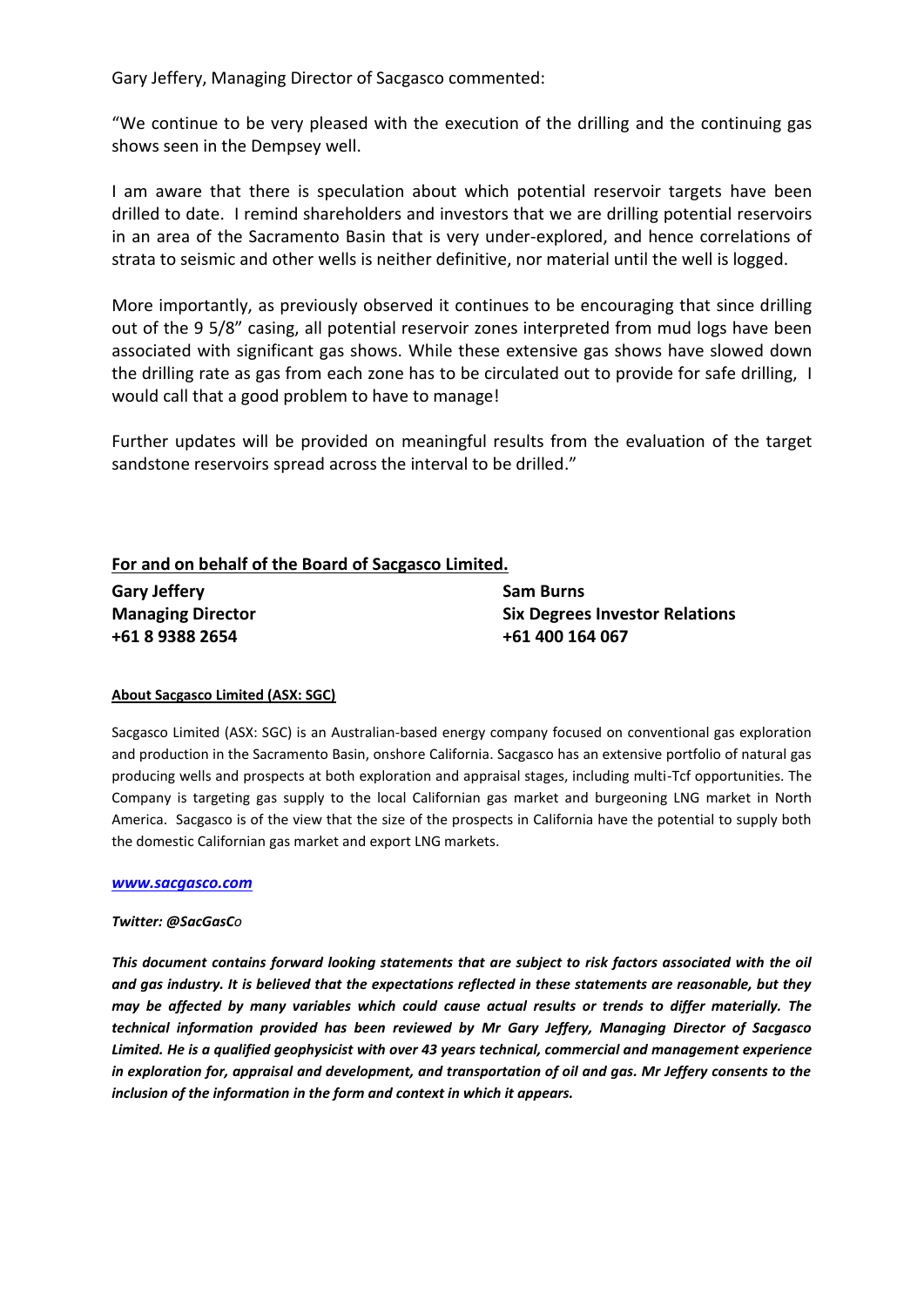Gary Jeffery, Managing Director of Sacgasco commented:

"We continue to be very pleased with the execution of the drilling and the continuing gas shows seen in the Dempsey well.

I am aware that there is speculation about which potential reservoir targets have been drilled to date. I remind shareholders and investors that we are drilling potential reservoirs in an area of the Sacramento Basin that is very under-explored, and hence correlations of strata to seismic and other wells is neither definitive, nor material until the well is logged.

More importantly, as previously observed it continues to be encouraging that since drilling out of the 9 5/8" casing, all potential reservoir zones interpreted from mud logs have been associated with significant gas shows. While these extensive gas shows have slowed down the drilling rate as gas from each zone has to be circulated out to provide for safe drilling, I would call that a good problem to have to manage!

Further updates will be provided on meaningful results from the evaluation of the target sandstone reservoirs spread across the interval to be drilled."

**For and on behalf of the Board of Sacgasco Limited.**

**Gary Jeffery**
**Managing Director**
**+61 8 9388 2654**

**Sam Burns**
**Six Degrees Investor Relations**
**+61 400 164 067**

**About Sacgasco Limited (ASX: SGC)**

Sacgasco Limited (ASX: SGC) is an Australian-based energy company focused on conventional gas exploration and production in the Sacramento Basin, onshore California. Sacgasco has an extensive portfolio of natural gas producing wells and prospects at both exploration and appraisal stages, including multi-Tcf opportunities. The Company is targeting gas supply to the local Californian gas market and burgeoning LNG market in North America. Sacgasco is of the view that the size of the prospects in California have the potential to supply both the domestic Californian gas market and export LNG markets.

*www.sacgasco.com*

*Twitter: @SacGasCo*

***This document contains forward looking statements that are subject to risk factors associated with the oil and gas industry. It is believed that the expectations reflected in these statements are reasonable, but they may be affected by many variables which could cause actual results or trends to differ materially. The technical information provided has been reviewed by Mr Gary Jeffery, Managing Director of Sacgasco Limited. He is a qualified geophysicist with over 43 years technical, commercial and management experience in exploration for, appraisal and development, and transportation of oil and gas. Mr Jeffery consents to the inclusion of the information in the form and context in which it appears.***